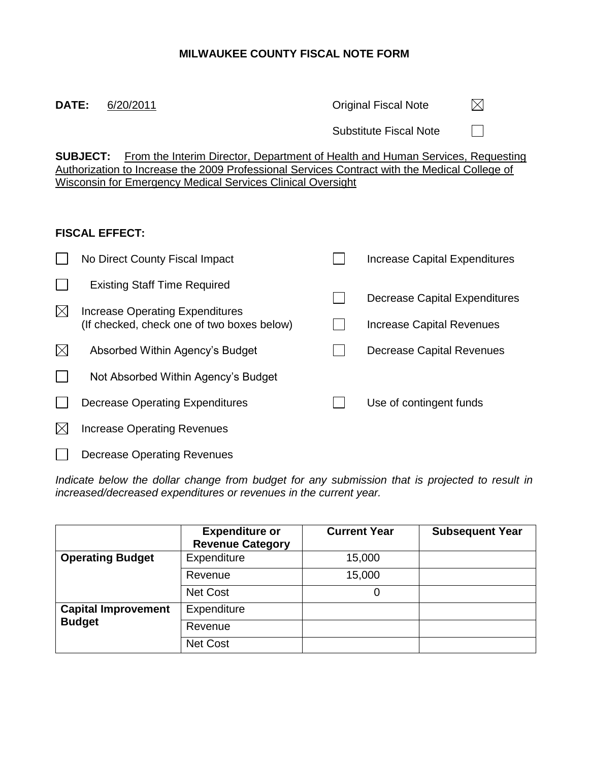# MILWAUKEE COUNTY FISCAL NOTE FORM

**DATE:** 6/20/2011

Original Fiscal Note ☒

Substitute Fiscal Note ☐

**SUBJECT:** From the Interim Director, Department of Health and Human Services, Requesting Authorization to Increase the 2009 Professional Services Contract with the Medical College of Wisconsin for Emergency Medical Services Clinical Oversight

**FISCAL EFFECT:**

- ☐ No Direct County Fiscal Impact
  - ☐ Existing Staff Time Required
- ☒ Increase Operating Expenditures (If checked, check one of two boxes below)
  - ☒ Absorbed Within Agency's Budget
  - ☐ Not Absorbed Within Agency's Budget
- ☐ Decrease Operating Expenditures
- ☒ Increase Operating Revenues
- ☐ Decrease Operating Revenues
- ☐ Increase Capital Expenditures
- ☐ Decrease Capital Expenditures
- ☐ Increase Capital Revenues
- ☐ Decrease Capital Revenues
- ☐ Use of contingent funds

*Indicate below the dollar change from budget for any submission that is projected to result in increased/decreased expenditures or revenues in the current year.*

| | Expenditure or Revenue Category | Current Year | Subsequent Year |
|---|---|---|---|
| **Operating Budget** | Expenditure | 15,000 | |
| | Revenue | 15,000 | |
| | Net Cost | 0 | |
| **Capital Improvement Budget** | Expenditure | | |
| | Revenue | | |
| | Net Cost | | |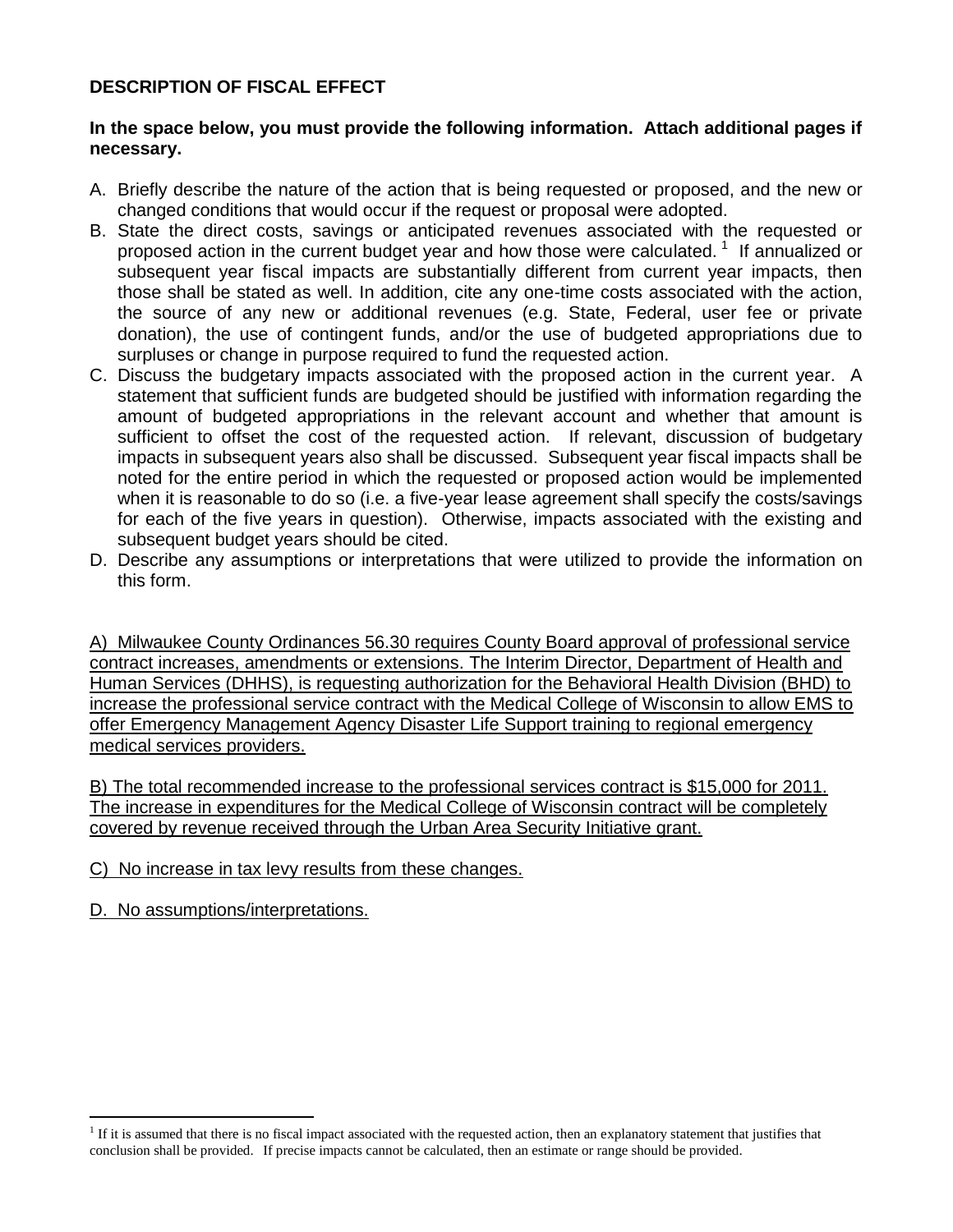**DESCRIPTION OF FISCAL EFFECT**

**In the space below, you must provide the following information. Attach additional pages if necessary.**

A. Briefly describe the nature of the action that is being requested or proposed, and the new or changed conditions that would occur if the request or proposal were adopted.
B. State the direct costs, savings or anticipated revenues associated with the requested or proposed action in the current budget year and how those were calculated.[1] If annualized or subsequent year fiscal impacts are substantially different from current year impacts, then those shall be stated as well. In addition, cite any one-time costs associated with the action, the source of any new or additional revenues (e.g. State, Federal, user fee or private donation), the use of contingent funds, and/or the use of budgeted appropriations due to surpluses or change in purpose required to fund the requested action.
C. Discuss the budgetary impacts associated with the proposed action in the current year. A statement that sufficient funds are budgeted should be justified with information regarding the amount of budgeted appropriations in the relevant account and whether that amount is sufficient to offset the cost of the requested action. If relevant, discussion of budgetary impacts in subsequent years also shall be discussed. Subsequent year fiscal impacts shall be noted for the entire period in which the requested or proposed action would be implemented when it is reasonable to do so (i.e. a five-year lease agreement shall specify the costs/savings for each of the five years in question). Otherwise, impacts associated with the existing and subsequent budget years should be cited.
D. Describe any assumptions or interpretations that were utilized to provide the information on this form.

A) Milwaukee County Ordinances 56.30 requires County Board approval of professional service contract increases, amendments or extensions. The Interim Director, Department of Health and Human Services (DHHS), is requesting authorization for the Behavioral Health Division (BHD) to increase the professional service contract with the Medical College of Wisconsin to allow EMS to offer Emergency Management Agency Disaster Life Support training to regional emergency medical services providers.

B) The total recommended increase to the professional services contract is $15,000 for 2011. The increase in expenditures for the Medical College of Wisconsin contract will be completely covered by revenue received through the Urban Area Security Initiative grant.

C) No increase in tax levy results from these changes.

D. No assumptions/interpretations.

[1] If it is assumed that there is no fiscal impact associated with the requested action, then an explanatory statement that justifies that conclusion shall be provided. If precise impacts cannot be calculated, then an estimate or range should be provided.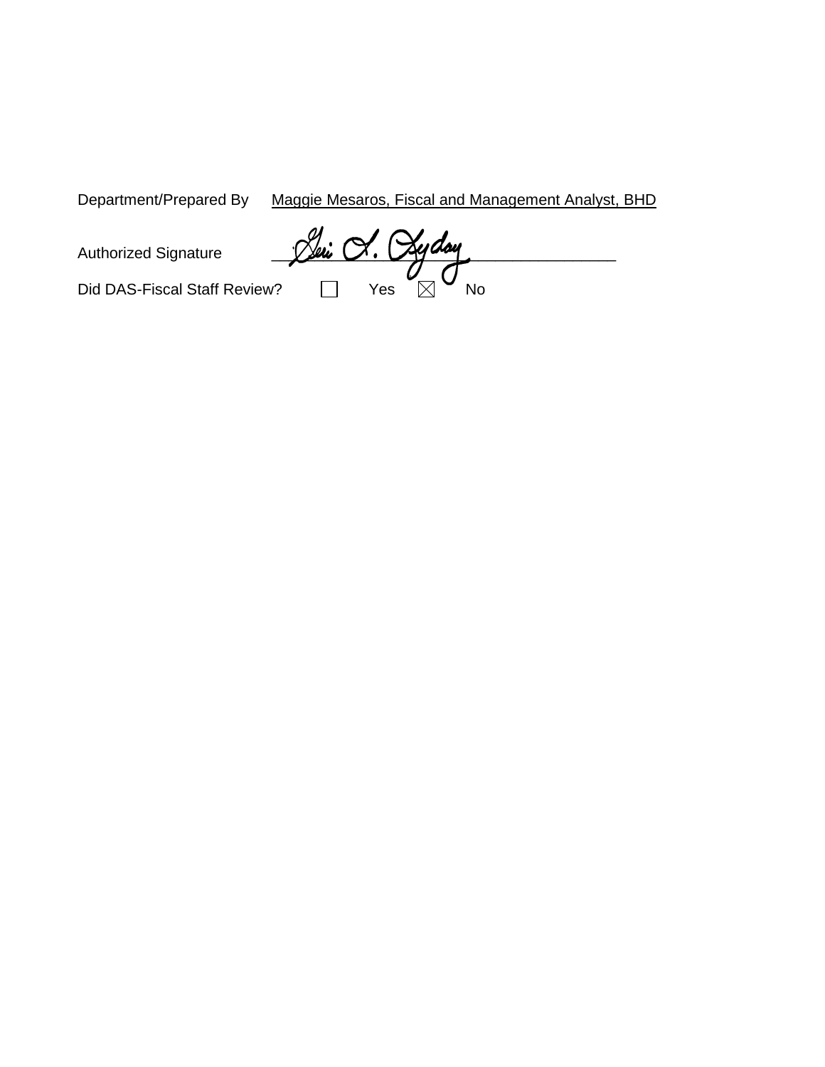Department/Prepared By Maggie Mesaros, Fiscal and Management Analyst, BHD

Authorized Signature Geri L. Lyday

Did DAS-Fiscal Staff Review? ☐ Yes ☒ No